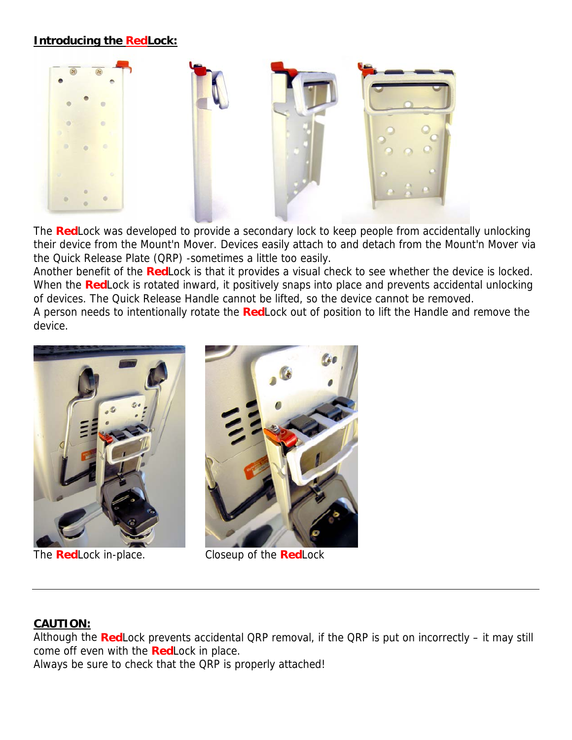## **Introducing the RedLock:**

The **Red**Lock was developed to provide a secondary lock to keep people from accidentally unlocking their device from the Mount'n Mover. Devices easily attach to and detach from the Mount'n Mover via the Quick Release Plate (QRP) -sometimes a little too easily.

Another benefit of the **Red**Lock is that it provides a visual check to see whether the device is locked. When the **Red**Lock is rotated inward, it positively snaps into place and prevents accidental unlocking of devices. The Quick Release Handle cannot be lifted, so the device cannot be removed.

A person needs to intentionally rotate the **Red**Lock out of position to lift the Handle and remove the device.

The **Red**Lock in-place.

Closeup of the **Red**Lock

---

## **CAUTION:**

Although the **Red**Lock prevents accidental QRP removal, if the QRP is put on incorrectly – it may still come off even with the **Red**Lock in place.

Always be sure to check that the QRP is properly attached!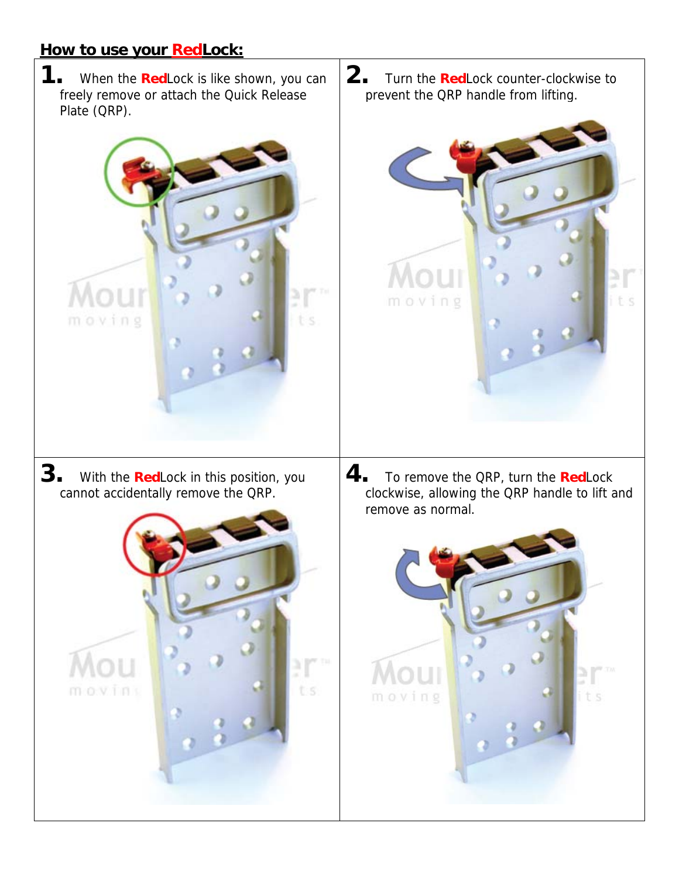## How to use your **Red**Lock:

**1.** When the **Red**Lock is like shown, you can freely remove or attach the Quick Release Plate (QRP).

**2.** Turn the **Red**Lock counter-clockwise to prevent the QRP handle from lifting.

**3.** With the **Red**Lock in this position, you cannot accidentally remove the QRP.

**4.** To remove the QRP, turn the **Red**Lock clockwise, allowing the QRP handle to lift and remove as normal.